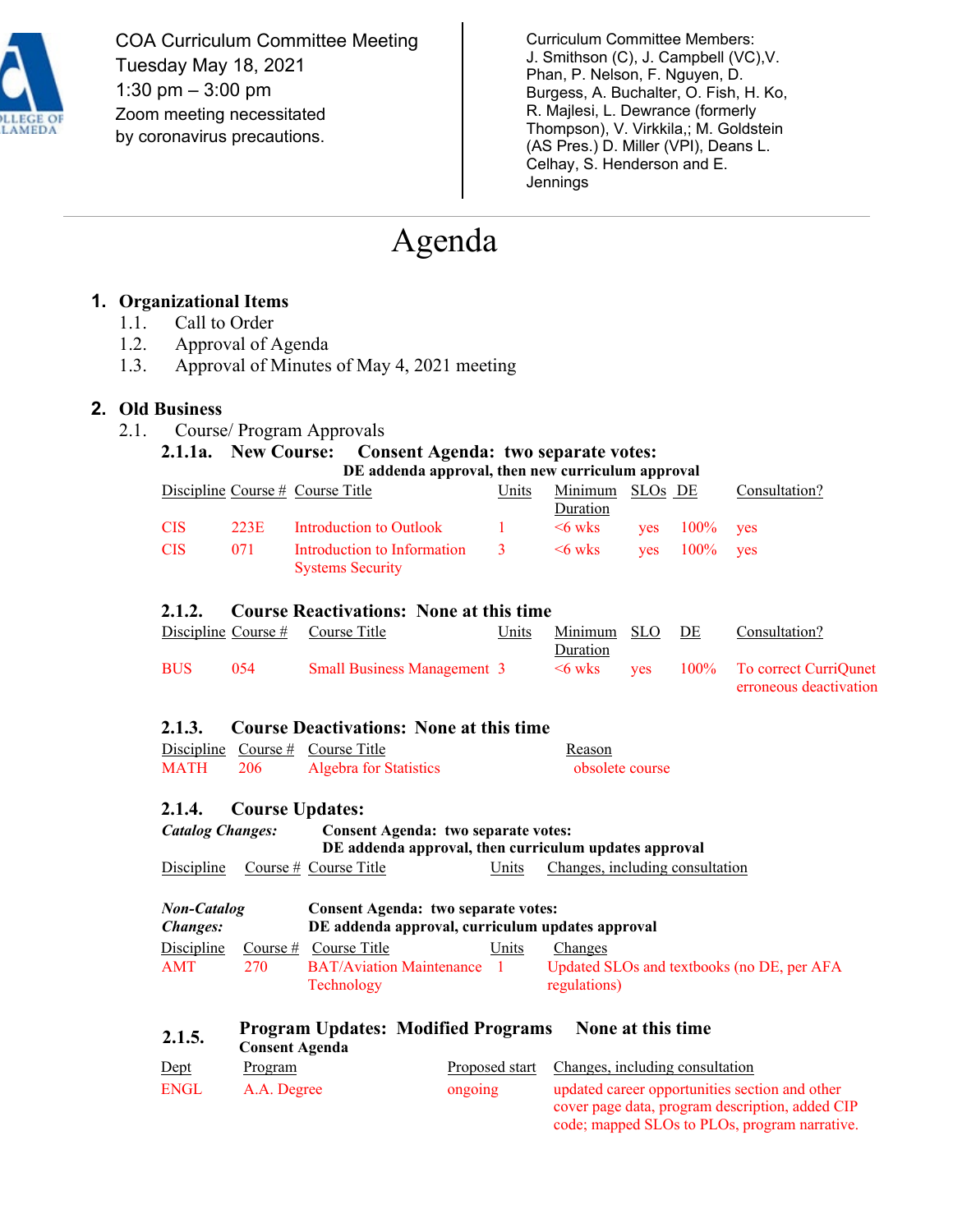COA Curriculum Committee Meeting
Tuesday May 18, 2021
1:30 pm – 3:00 pm
Zoom meeting necessitated by coronavirus precautions.

Curriculum Committee Members:
J. Smithson (C), J. Campbell (VC),V. Phan, P. Nelson, F. Nguyen, D. Burgess, A. Buchalter, O. Fish, H. Ko, R. Majlesi, L. Dewrance (formerly Thompson), V. Virkkila,; M. Goldstein (AS Pres.) D. Miller (VPI), Deans L. Celhay, S. Henderson and E. Jennings

# Agenda

## 1. Organizational Items

1.1. Call to Order

1.2. Approval of Agenda

1.3. Approval of Minutes of May 4, 2021 meeting

## 2. Old Business

2.1. Course/ Program Approvals

### 2.1.1a. New Course: Consent Agenda: two separate votes:

**DE addenda approval, then new curriculum approval**

| Discipline | Course # | Course Title | Units | Minimum Duration | SLOs | DE | Consultation? |
|---|---|---|---|---|---|---|---|
| CIS | 223E | Introduction to Outlook | 1 | <6 wks | yes | 100% | yes |
| CIS | 071 | Introduction to Information Systems Security | 3 | <6 wks | yes | 100% | yes |

### 2.1.2. Course Reactivations: None at this time

| Discipline | Course # | Course Title | Units | Minimum Duration | SLO | DE | Consultation? |
|---|---|---|---|---|---|---|---|
| BUS | 054 | Small Business Management | 3 | <6 wks | yes | 100% | To correct CurriQunet erroneous deactivation |

### 2.1.3. Course Deactivations: None at this time

| Discipline | Course # | Course Title | Reason |
|---|---|---|---|
| MATH | 206 | Algebra for Statistics | obsolete course |

### 2.1.4. Course Updates:

***Catalog Changes:*** **Consent Agenda: two separate votes:**
**DE addenda approval, then curriculum updates approval**

| Discipline | Course # | Course Title | Units | Changes, including consultation |
|---|---|---|---|---|

***Non-Catalog Changes:*** **Consent Agenda: two separate votes:**
**DE addenda approval, curriculum updates approval**

| Discipline | Course # | Course Title | Units | Changes |
|---|---|---|---|---|
| AMT | 270 | BAT/Aviation Maintenance Technology | 1 | Updated SLOs and textbooks (no DE, per AFA regulations) |

### 2.1.5. Program Updates: Modified Programs None at this time

**Consent Agenda**

| Dept | Program | Proposed start | Changes, including consultation |
|---|---|---|---|
| ENGL | A.A. Degree | ongoing | updated career opportunities section and other cover page data, program description, added CIP code; mapped SLOs to PLOs, program narrative. |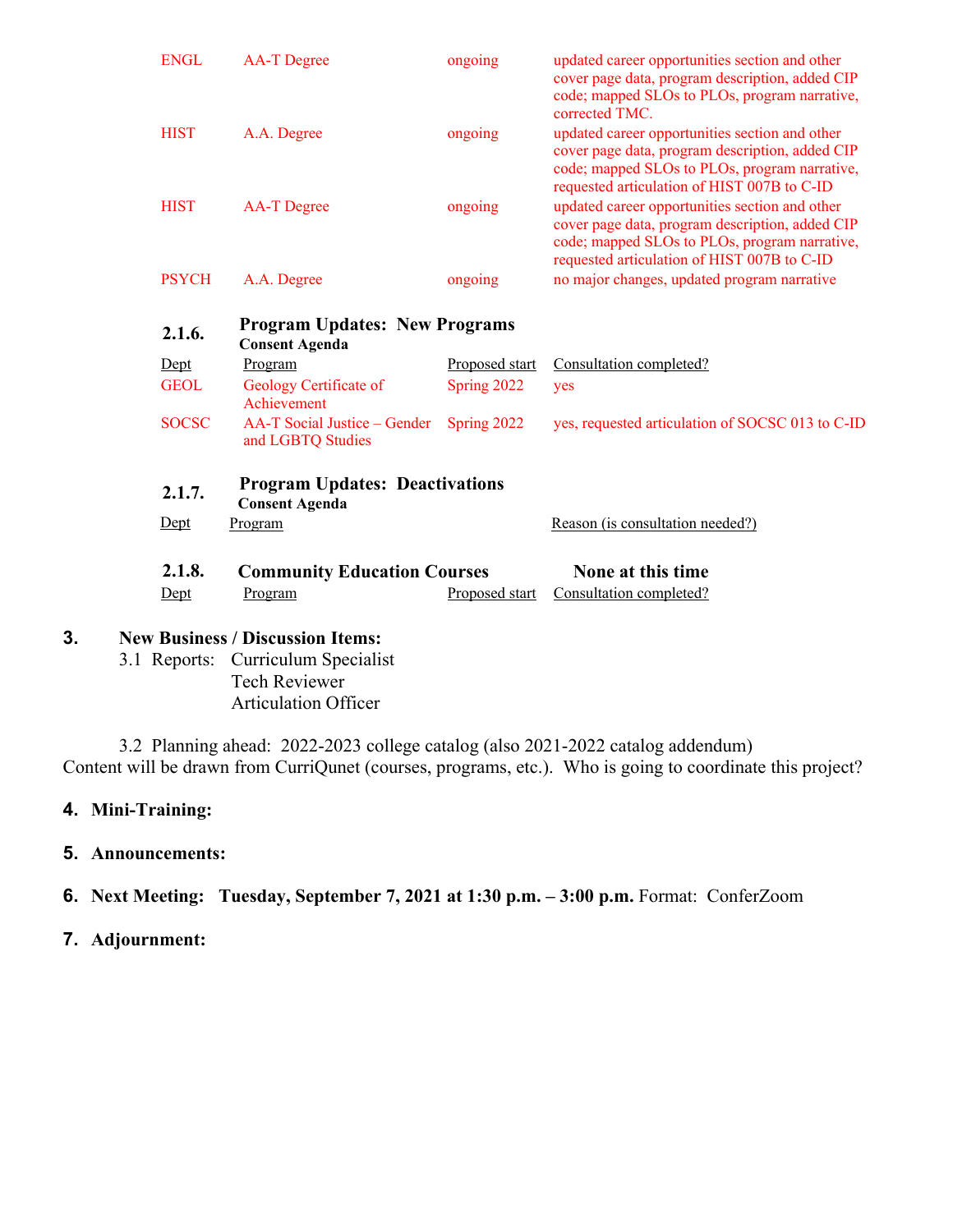| | | | |
|---|---|---|---|
| ENGL | AA-T Degree | ongoing | updated career opportunities section and other cover page data, program description, added CIP code; mapped SLOs to PLOs, program narrative, corrected TMC. |
| HIST | A.A. Degree | ongoing | updated career opportunities section and other cover page data, program description, added CIP code; mapped SLOs to PLOs, program narrative, requested articulation of HIST 007B to C-ID |
| HIST | AA-T Degree | ongoing | updated career opportunities section and other cover page data, program description, added CIP code; mapped SLOs to PLOs, program narrative, requested articulation of HIST 007B to C-ID |
| PSYCH | A.A. Degree | ongoing | no major changes, updated program narrative |

### 2.1.6. Program Updates: New Programs

**Consent Agenda**

| Dept | Program | Proposed start | Consultation completed? |
|---|---|---|---|
| GEOL | Geology Certificate of Achievement | Spring 2022 | yes |
| SOCSC | AA-T Social Justice – Gender and LGBTQ Studies | Spring 2022 | yes, requested articulation of SOCSC 013 to C-ID |

### 2.1.7. Program Updates: Deactivations

**Consent Agenda**

| Dept | Program | Reason (is consultation needed?) |
|---|---|---|

### 2.1.8. Community Education Courses — None at this time

| Dept | Program | Proposed start | Consultation completed? |
|---|---|---|---|

## 3. New Business / Discussion Items:

3.1 Reports: Curriculum Specialist
Tech Reviewer
Articulation Officer

3.2 Planning ahead: 2022-2023 college catalog (also 2021-2022 catalog addendum)
Content will be drawn from CurriQunet (courses, programs, etc.). Who is going to coordinate this project?

## 4. Mini-Training:

## 5. Announcements:

## 6. Next Meeting: Tuesday, September 7, 2021 at 1:30 p.m. – 3:00 p.m. Format: ConferZoom

## 7. Adjournment: